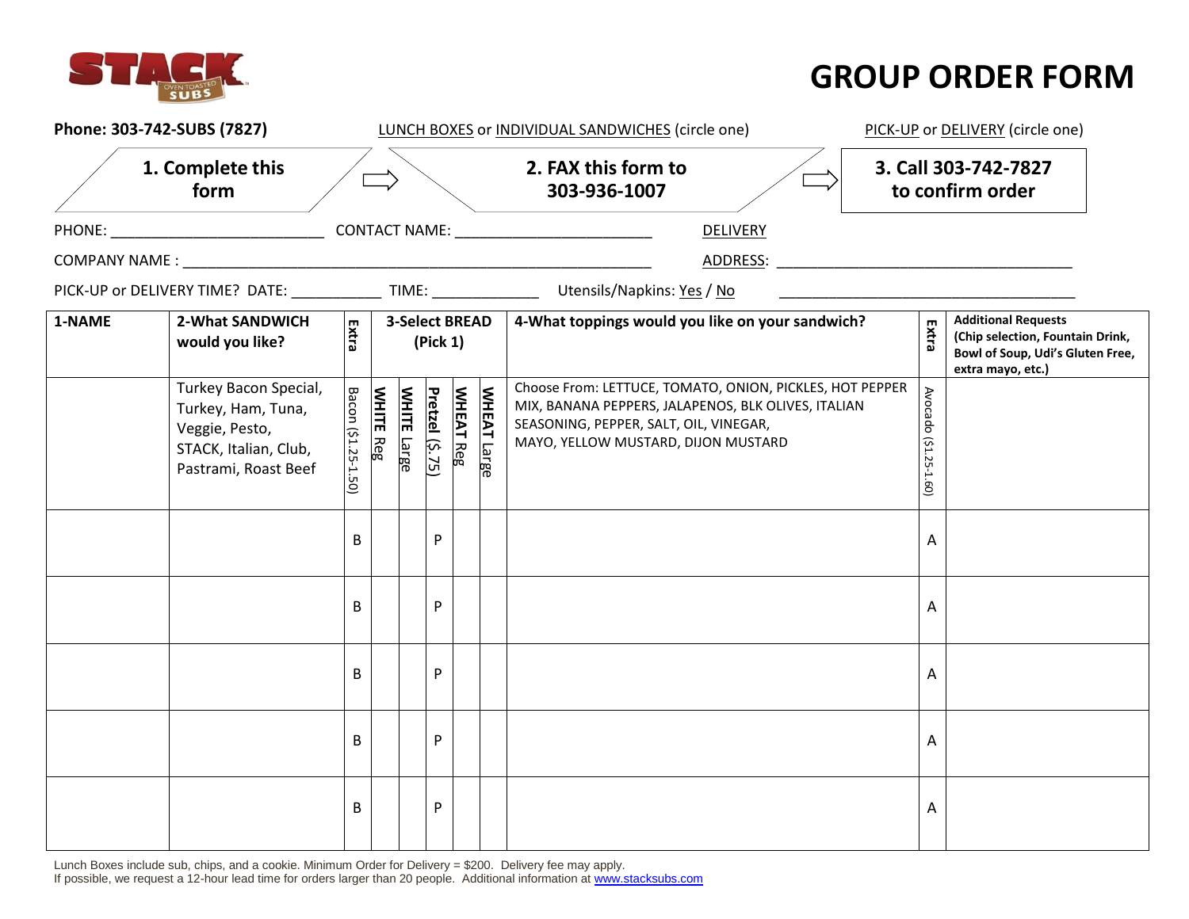STACK OVEN TOASTED SUBS

# GROUP ORDER FORM

**Phone: 303-742-SUBS (7827)** LUNCH BOXES or INDIVIDUAL SANDWICHES (circle one) PICK-UP or DELIVERY (circle one)

**1. Complete this form** ⇨ **2. FAX this form to 303-936-1007** ⇨ **3. Call 303-742-7827 to confirm order**

PHONE: ___________________________ CONTACT NAME: _________________________ DELIVERY

COMPANY NAME : ____________________________________________________________ ADDRESS: _____________________________________

PICK-UP or DELIVERY TIME? DATE: ___________ TIME: _____________ Utensils/Napkins: Yes / No _____________________________________

| 1-NAME | 2-What SANDWICH would you like? | Extra | 3-Select BREAD (Pick 1) | | | | | 4-What toppings would you like on your sandwich? | Extra | Additional Requests (Chip selection, Fountain Drink, Bowl of Soup, Udi's Gluten Free, extra mayo, etc.) |
|---|---|---|---|---|---|---|---|---|---|---|
| | Turkey Bacon Special, Turkey, Ham, Tuna, Veggie, Pesto, STACK, Italian, Club, Pastrami, Roast Beef | Bacon ($1.25-1.50) | **WHITE** Reg | **WHITE** Large | **Pretzel** ($.75) | **WHEAT** Reg | **WHEAT** Large | Choose From: LETTUCE, TOMATO, ONION, PICKLES, HOT PEPPER MIX, BANANA PEPPERS, JALAPENOS, BLK OLIVES, ITALIAN SEASONING, PEPPER, SALT, OIL, VINEGAR, MAYO, YELLOW MUSTARD, DIJON MUSTARD | Avocado ($1.25-1.60) | |
| | | B | | | P | | | | A | |
| | | B | | | P | | | | A | |
| | | B | | | P | | | | A | |
| | | B | | | P | | | | A | |
| | | B | | | P | | | | A | |

Lunch Boxes include sub, chips, and a cookie. Minimum Order for Delivery = $200. Delivery fee may apply.
If possible, we request a 12-hour lead time for orders larger than 20 people. Additional information at www.stacksubs.com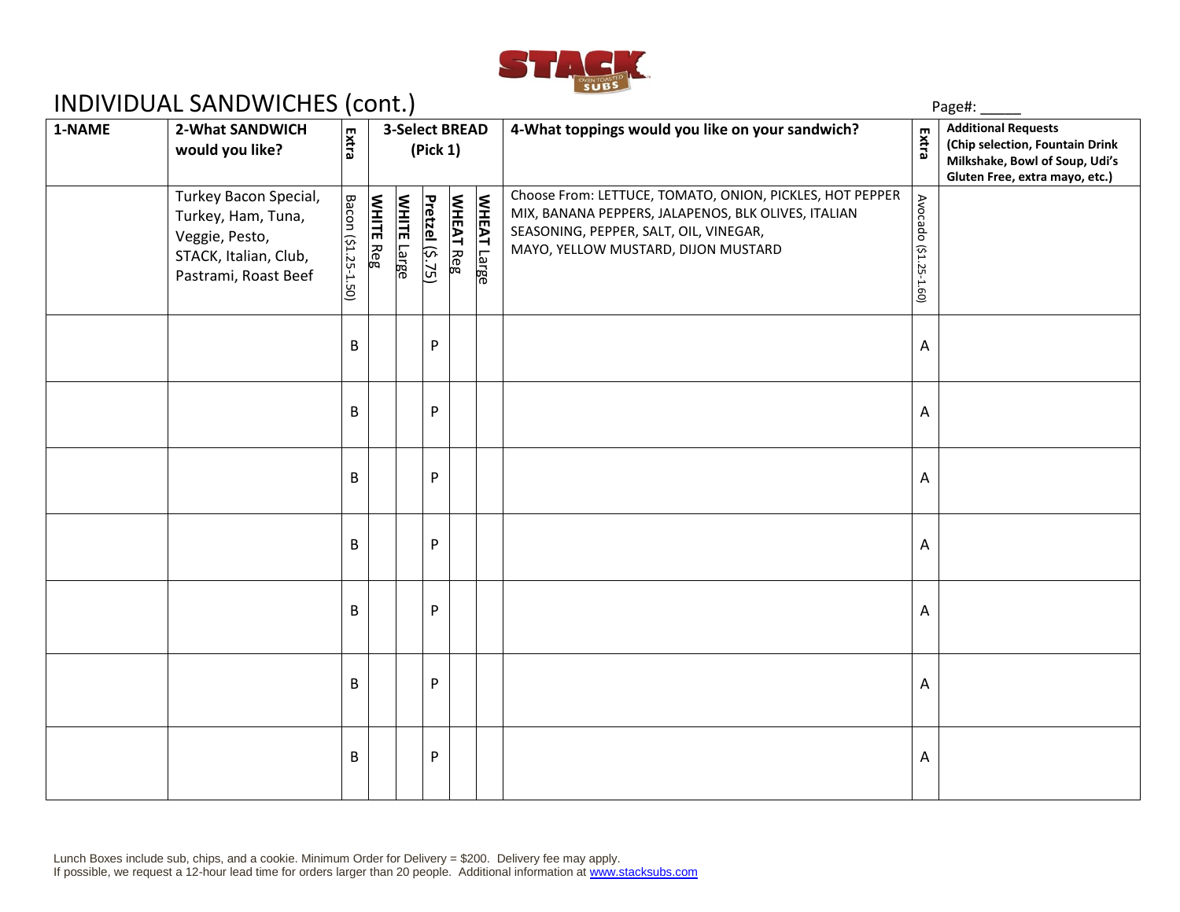STACK OVEN TOASTED SUBS

# INDIVIDUAL SANDWICHES (cont.)

Page#: _____

| 1-NAME | 2-What SANDWICH would you like? | Extra | 3-Select BREAD (Pick 1) | | | | | 4-What toppings would you like on your sandwich? | Extra | Additional Requests (Chip selection, Fountain Drink Milkshake, Bowl of Soup, Udi's Gluten Free, extra mayo, etc.) |
|---|---|---|---|---|---|---|---|---|---|---|
| | Turkey Bacon Special, Turkey, Ham, Tuna, Veggie, Pesto, STACK, Italian, Club, Pastrami, Roast Beef | Bacon ($1.25-1.50) | WHITE Reg | WHITE Large | Pretzel ($.75) | WHEAT Reg | WHEAT Large | Choose From: LETTUCE, TOMATO, ONION, PICKLES, HOT PEPPER MIX, BANANA PEPPERS, JALAPENOS, BLK OLIVES, ITALIAN SEASONING, PEPPER, SALT, OIL, VINEGAR, MAYO, YELLOW MUSTARD, DIJON MUSTARD | Avocado ($1.25-1.60) | |
| | | B | | | P | | | | A | |
| | | B | | | P | | | | A | |
| | | B | | | P | | | | A | |
| | | B | | | P | | | | A | |
| | | B | | | P | | | | A | |
| | | B | | | P | | | | A | |
| | | B | | | P | | | | A | |

Lunch Boxes include sub, chips, and a cookie. Minimum Order for Delivery = $200. Delivery fee may apply.
If possible, we request a 12-hour lead time for orders larger than 20 people. Additional information at www.stacksubs.com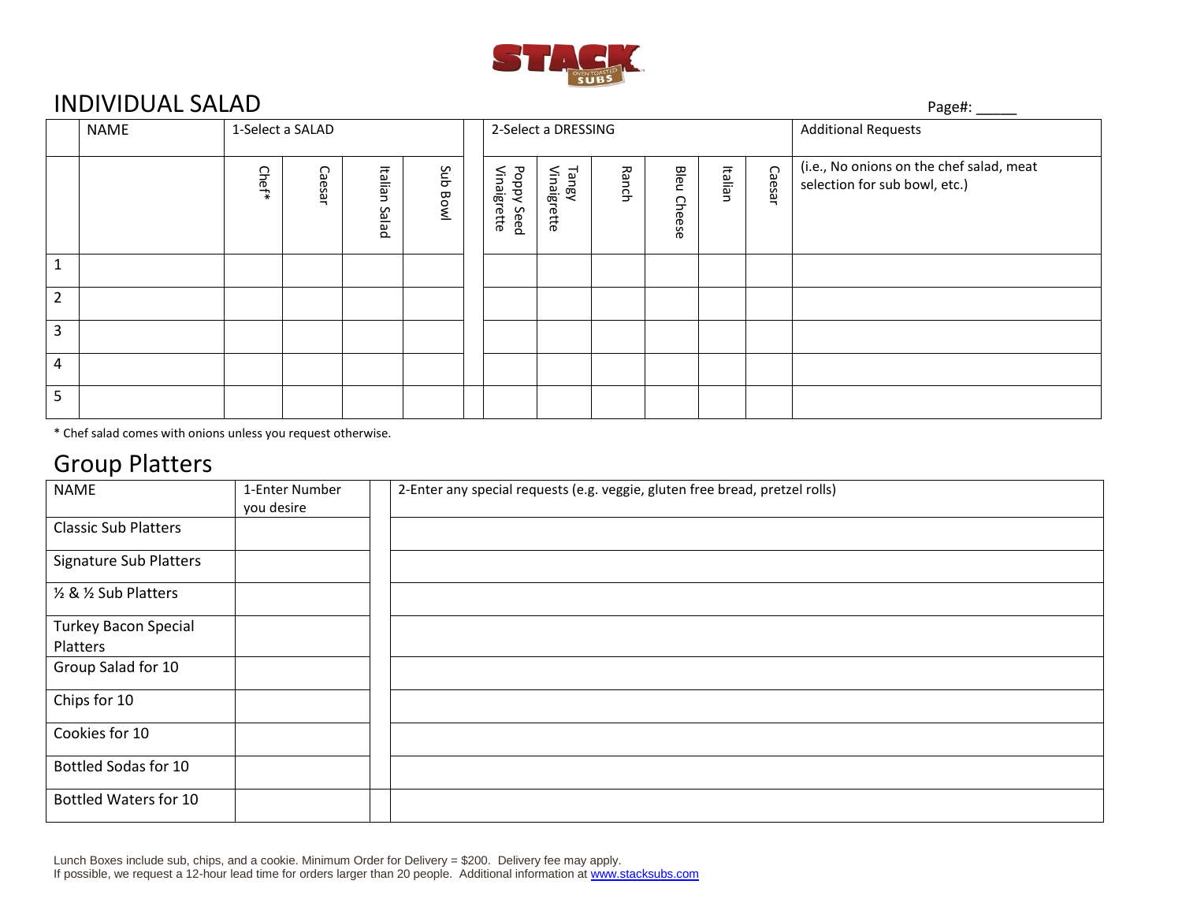STACK OVEN TOASTED SUBS

# INDIVIDUAL SALAD

Page#: _____

| | NAME | 1-Select a SALAD | | | | | 2-Select a DRESSING | | | | | | Additional Requests |
|---|---|---|---|---|---|---|---|---|---|---|---|---|---|
| | | Chef* | Caesar | Italian Salad | Sub Bowl | | Poppy Seed Vinaigrette | Tangy Vinaigrette | Ranch | Bleu Cheese | Italian | Caesar | (i.e., No onions on the chef salad, meat selection for sub bowl, etc.) |
| 1 | | | | | | | | | | | | | |
| 2 | | | | | | | | | | | | | |
| 3 | | | | | | | | | | | | | |
| 4 | | | | | | | | | | | | | |
| 5 | | | | | | | | | | | | | |

\* Chef salad comes with onions unless you request otherwise.

# Group Platters

| NAME | 1-Enter Number you desire | | 2-Enter any special requests (e.g. veggie, gluten free bread, pretzel rolls) |
|---|---|---|---|
| Classic Sub Platters | | | |
| Signature Sub Platters | | | |
| ½ & ½ Sub Platters | | | |
| Turkey Bacon Special Platters | | | |
| Group Salad for 10 | | | |
| Chips for 10 | | | |
| Cookies for 10 | | | |
| Bottled Sodas for 10 | | | |
| Bottled Waters for 10 | | | |

Lunch Boxes include sub, chips, and a cookie. Minimum Order for Delivery = $200. Delivery fee may apply.
If possible, we request a 12-hour lead time for orders larger than 20 people. Additional information at www.stacksubs.com